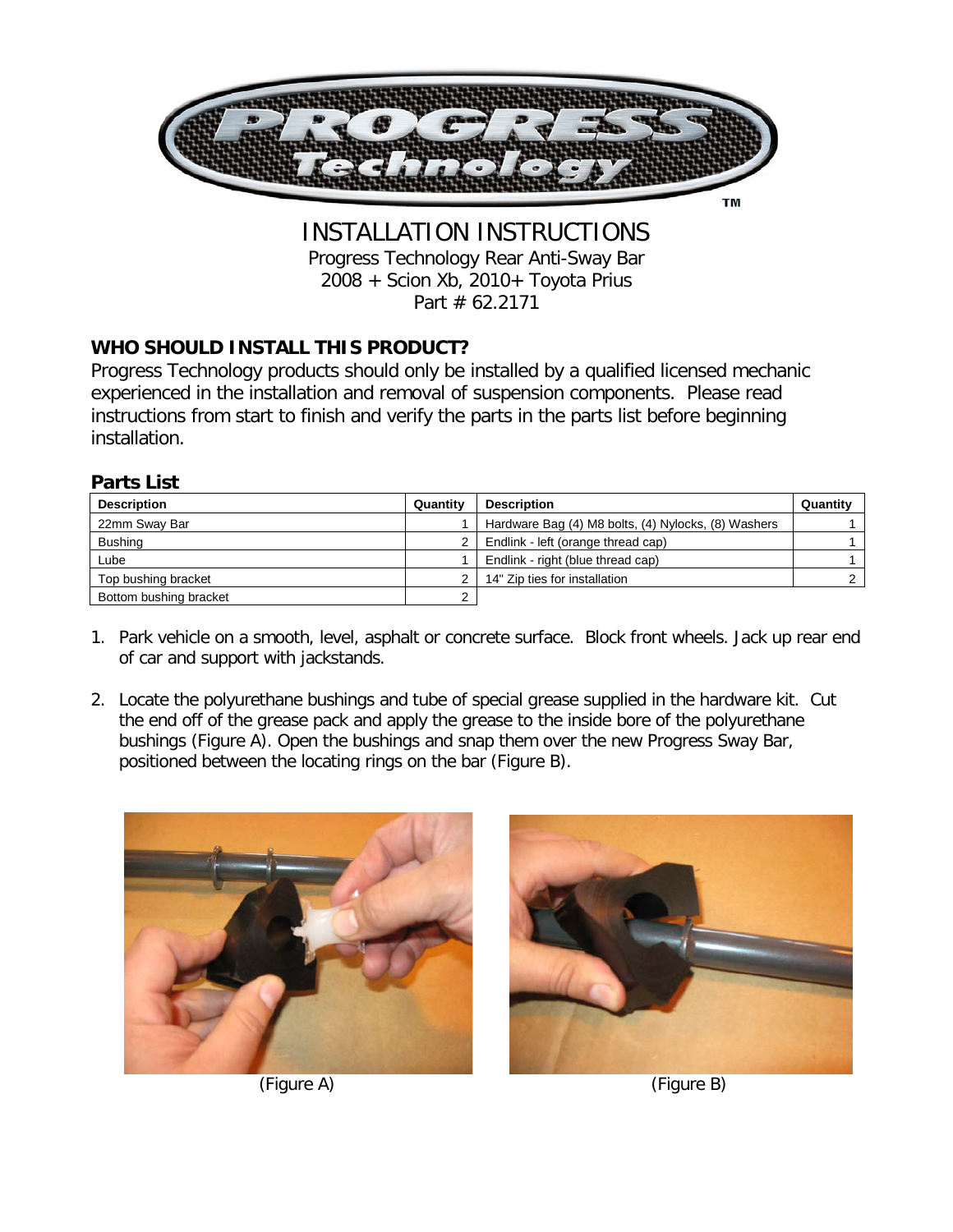# INSTALLATION INSTRUCTIONS

Progress Technology Rear Anti-Sway Bar
2008 + Scion Xb, 2010+ Toyota Prius
Part # 62.2171

## WHO SHOULD INSTALL THIS PRODUCT?

Progress Technology products should only be installed by a qualified licensed mechanic experienced in the installation and removal of suspension components. Please read instructions from start to finish and verify the parts in the parts list before beginning installation.

### Parts List

| Description | Quantity | Description | Quantity |
|---|---|---|---|
| 22mm Sway Bar | 1 | Hardware Bag (4) M8 bolts, (4) Nylocks, (8) Washers | 1 |
| Bushing | 2 | Endlink - left (orange thread cap) | 1 |
| Lube | 1 | Endlink - right (blue thread cap) | 1 |
| Top bushing bracket | 2 | 14" Zip ties for installation | 2 |
| Bottom bushing bracket | 2 | | |

1. Park vehicle on a smooth, level, asphalt or concrete surface. Block front wheels. Jack up rear end of car and support with jackstands.

2. Locate the polyurethane bushings and tube of special grease supplied in the hardware kit. Cut the end off of the grease pack and apply the grease to the inside bore of the polyurethane bushings (Figure A). Open the bushings and snap them over the new Progress Sway Bar, positioned between the locating rings on the bar (Figure B).

(Figure A)

(Figure B)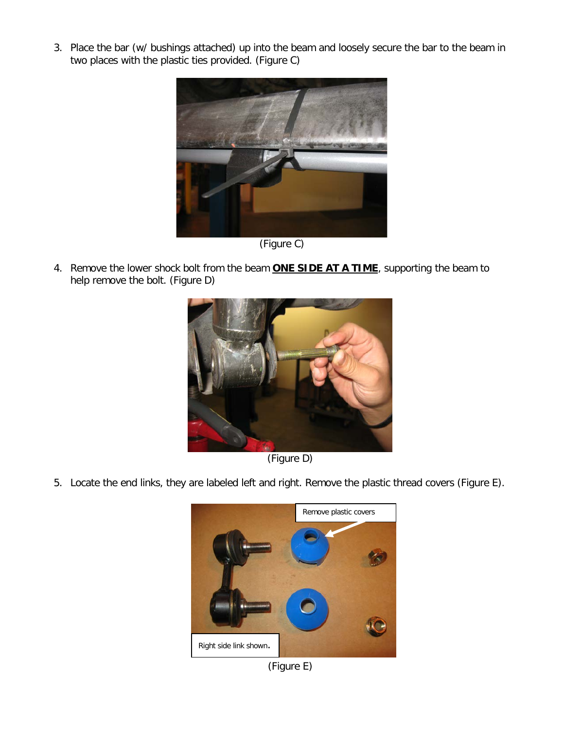3. Place the bar (w/ bushings attached) up into the beam and loosely secure the bar to the beam in two places with the plastic ties provided. (Figure C)

(Figure C)

4. Remove the lower shock bolt from the beam **ONE SIDE AT A TIME**, supporting the beam to help remove the bolt. (Figure D)

(Figure D)

5. Locate the end links, they are labeled left and right. Remove the plastic thread covers (Figure E).

Remove plastic covers

Right side link shown.

(Figure E)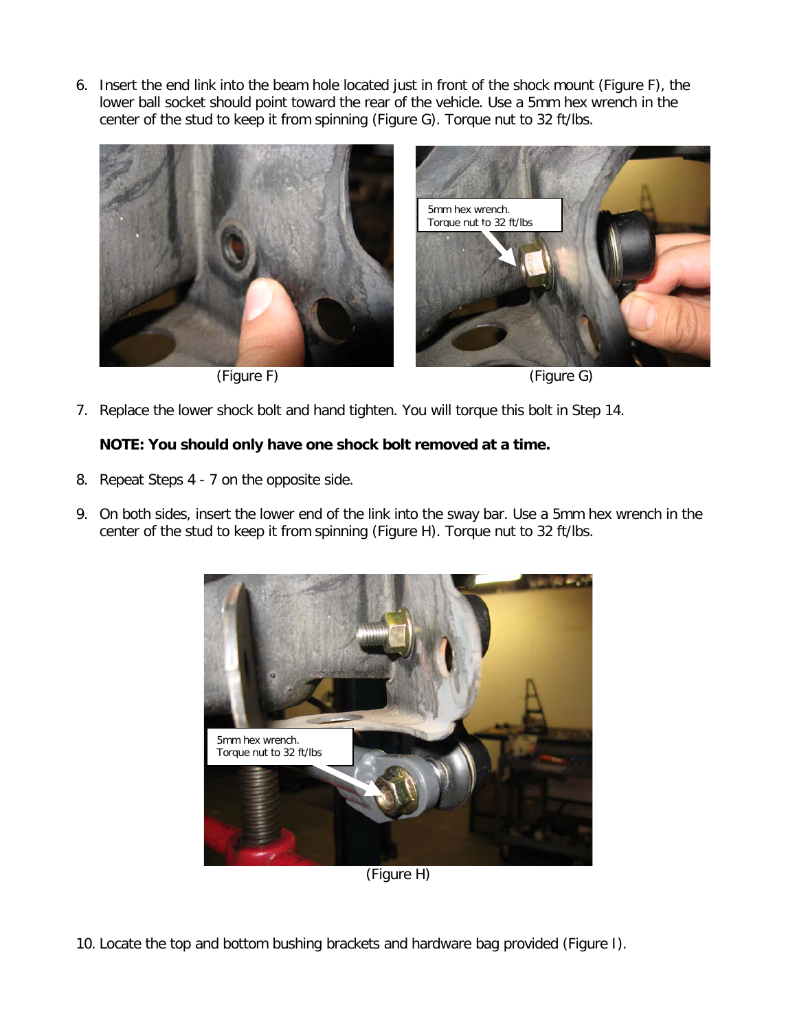6. Insert the end link into the beam hole located just in front of the shock mount (Figure F), the lower ball socket should point toward the rear of the vehicle. Use a 5mm hex wrench in the center of the stud to keep it from spinning (Figure G). Torque nut to 32 ft/lbs.

(Figure F) (Figure G)

7. Replace the lower shock bolt and hand tighten. You will torque this bolt in Step 14.

   **NOTE: You should only have one shock bolt removed at a time.**

8. Repeat Steps 4 - 7 on the opposite side.

9. On both sides, insert the lower end of the link into the sway bar. Use a 5mm hex wrench in the center of the stud to keep it from spinning (Figure H). Torque nut to 32 ft/lbs.

(Figure H)

10. Locate the top and bottom bushing brackets and hardware bag provided (Figure I).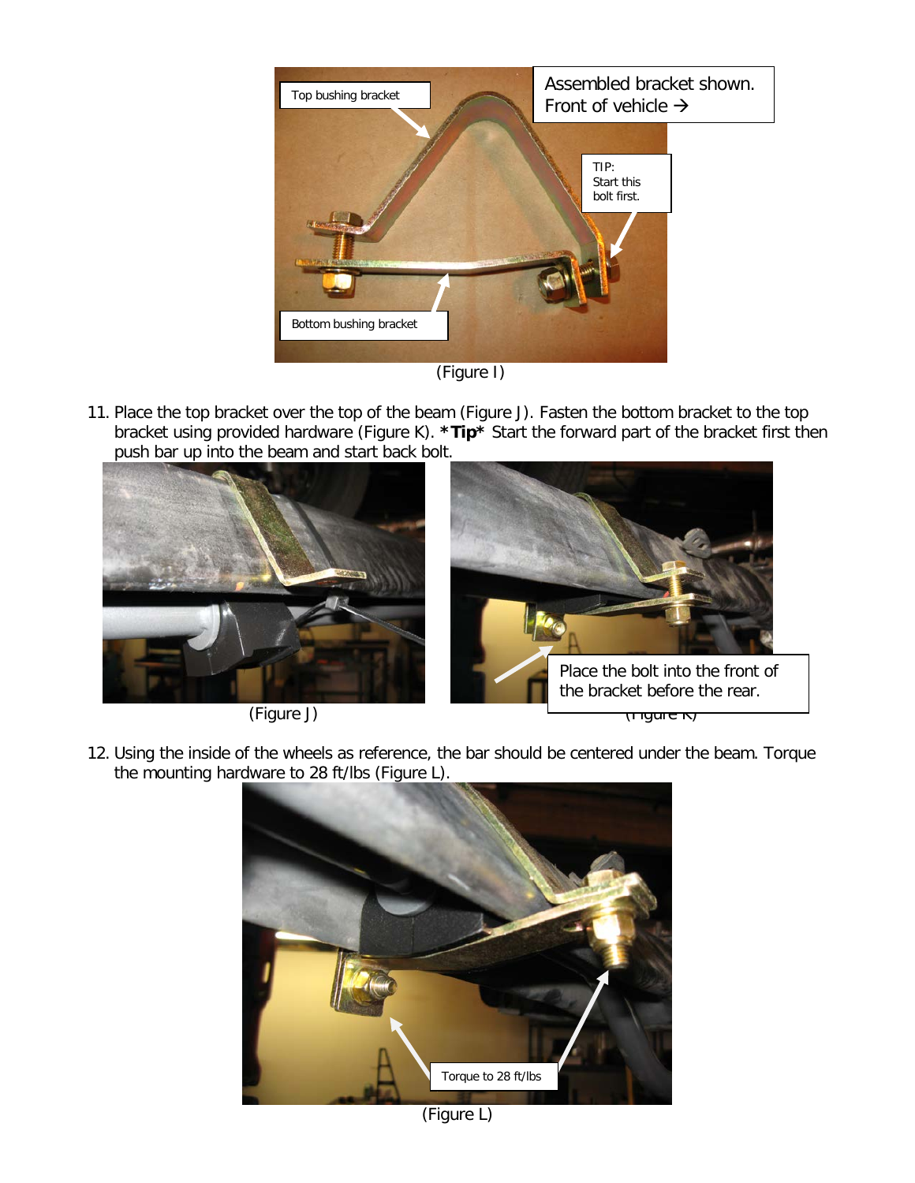(Figure I)

11. Place the top bracket over the top of the beam (Figure J). Fasten the bottom bracket to the top bracket using provided hardware (Figure K). ***Tip*** Start the forward part of the bracket first then push bar up into the beam and start back bolt.

(Figure J)

(Figure K)

12. Using the inside of the wheels as reference, the bar should be centered under the beam. Torque the mounting hardware to 28 ft/lbs (Figure L).

(Figure L)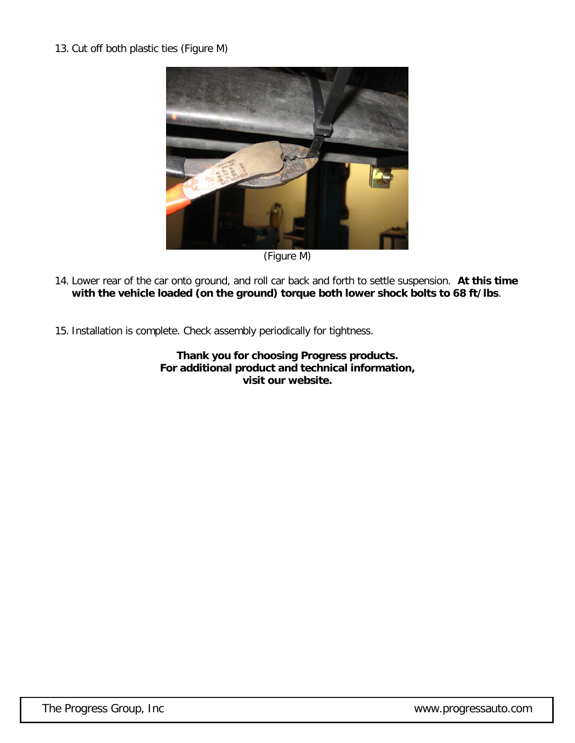13. Cut off both plastic ties (Figure M)

(Figure M)

14. Lower rear of the car onto ground, and roll car back and forth to settle suspension. **At this time with the vehicle loaded (on the ground) torque both lower shock bolts to 68 ft/lbs**.

15. Installation is complete. Check assembly periodically for tightness.

**Thank you for choosing Progress products.**
**For additional product and technical information, visit our website.**

The Progress Group, Inc www.progressauto.com